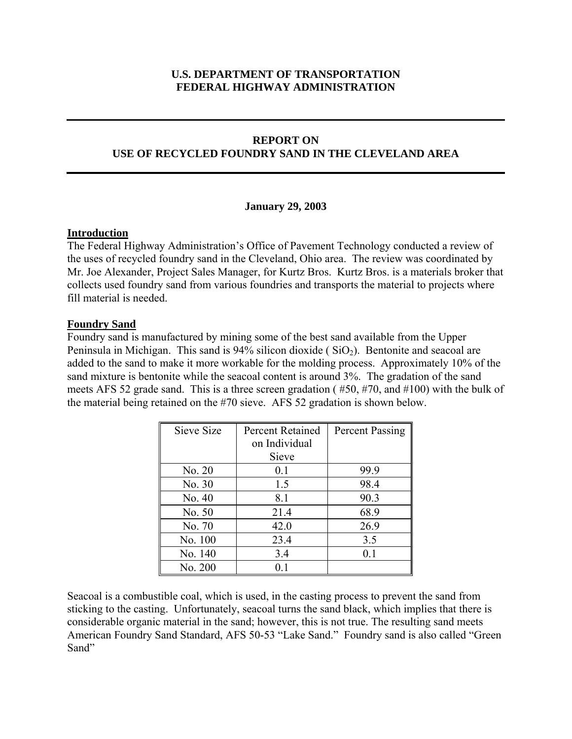**U.S. DEPARTMENT OF TRANSPORTATION**
**FEDERAL HIGHWAY ADMINISTRATION**

---

# REPORT ON USE OF RECYCLED FOUNDRY SAND IN THE CLEVELAND AREA

---

**January 29, 2003**

## Introduction

The Federal Highway Administration's Office of Pavement Technology conducted a review of the uses of recycled foundry sand in the Cleveland, Ohio area. The review was coordinated by Mr. Joe Alexander, Project Sales Manager, for Kurtz Bros. Kurtz Bros. is a materials broker that collects used foundry sand from various foundries and transports the material to projects where fill material is needed.

## Foundry Sand

Foundry sand is manufactured by mining some of the best sand available from the Upper Peninsula in Michigan. This sand is 94% silicon dioxide ( $SiO_2$). Bentonite and seacoal are added to the sand to make it more workable for the molding process. Approximately 10% of the sand mixture is bentonite while the seacoal content is around 3%. The gradation of the sand meets AFS 52 grade sand. This is a three screen gradation ( #50, #70, and #100) with the bulk of the material being retained on the #70 sieve. AFS 52 gradation is shown below.

| Sieve Size | Percent Retained on Individual Sieve | Percent Passing |
|---|---|---|
| No. 20 | 0.1 | 99.9 |
| No. 30 | 1.5 | 98.4 |
| No. 40 | 8.1 | 90.3 |
| No. 50 | 21.4 | 68.9 |
| No. 70 | 42.0 | 26.9 |
| No. 100 | 23.4 | 3.5 |
| No. 140 | 3.4 | 0.1 |
| No. 200 | 0.1 | |

Seacoal is a combustible coal, which is used, in the casting process to prevent the sand from sticking to the casting. Unfortunately, seacoal turns the sand black, which implies that there is considerable organic material in the sand; however, this is not true. The resulting sand meets American Foundry Sand Standard, AFS 50-53 "Lake Sand." Foundry sand is also called "Green Sand"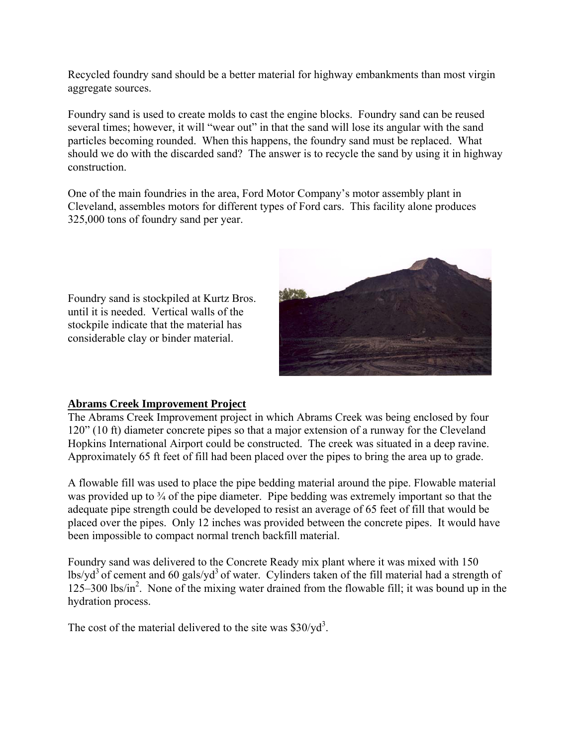Recycled foundry sand should be a better material for highway embankments than most virgin aggregate sources.

Foundry sand is used to create molds to cast the engine blocks. Foundry sand can be reused several times; however, it will "wear out" in that the sand will lose its angular with the sand particles becoming rounded. When this happens, the foundry sand must be replaced. What should we do with the discarded sand? The answer is to recycle the sand by using it in highway construction.

One of the main foundries in the area, Ford Motor Company's motor assembly plant in Cleveland, assembles motors for different types of Ford cars. This facility alone produces 325,000 tons of foundry sand per year.

Foundry sand is stockpiled at Kurtz Bros. until it is needed. Vertical walls of the stockpile indicate that the material has considerable clay or binder material.

**Abrams Creek Improvement Project**

The Abrams Creek Improvement project in which Abrams Creek was being enclosed by four 120" (10 ft) diameter concrete pipes so that a major extension of a runway for the Cleveland Hopkins International Airport could be constructed. The creek was situated in a deep ravine. Approximately 65 ft feet of fill had been placed over the pipes to bring the area up to grade.

A flowable fill was used to place the pipe bedding material around the pipe. Flowable material was provided up to ¾ of the pipe diameter. Pipe bedding was extremely important so that the adequate pipe strength could be developed to resist an average of 65 feet of fill that would be placed over the pipes. Only 12 inches was provided between the concrete pipes. It would have been impossible to compact normal trench backfill material.

Foundry sand was delivered to the Concrete Ready mix plant where it was mixed with 150 $lbs/yd^3$ of cement and 60 $gals/yd^3$ of water. Cylinders taken of the fill material had a strength of 125–300 $lbs/in^2$. None of the mixing water drained from the flowable fill; it was bound up in the hydration process.

The cost of the material delivered to the site was $\$30/yd^3$.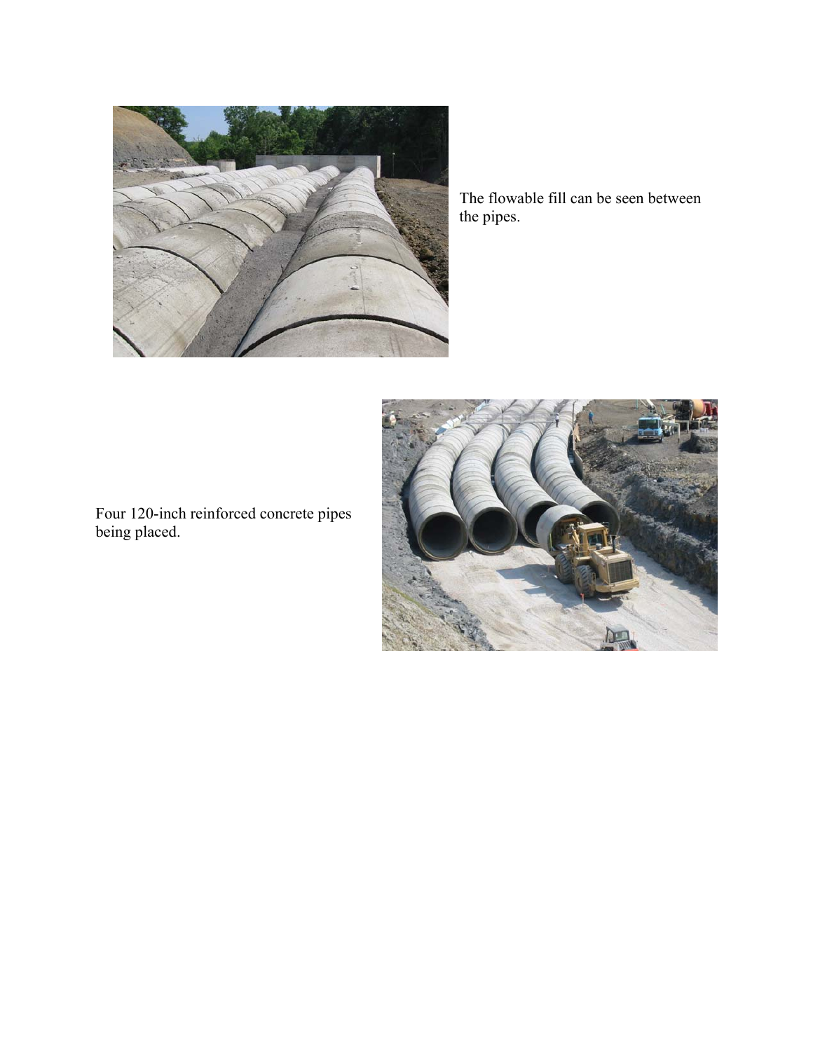The flowable fill can be seen between the pipes.

Four 120-inch reinforced concrete pipes being placed.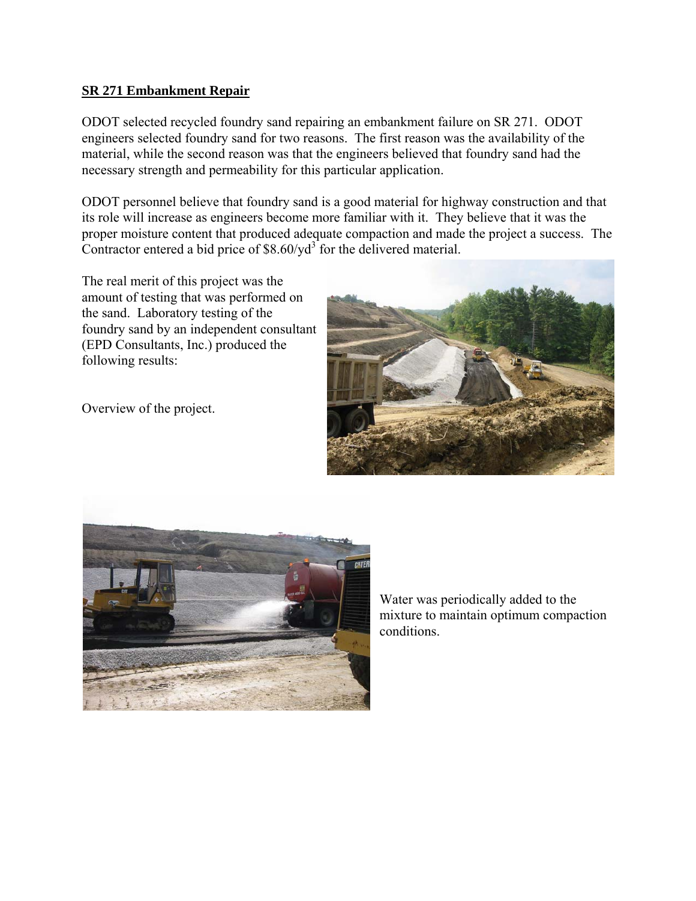**SR 271 Embankment Repair**

ODOT selected recycled foundry sand repairing an embankment failure on SR 271. ODOT engineers selected foundry sand for two reasons. The first reason was the availability of the material, while the second reason was that the engineers believed that foundry sand had the necessary strength and permeability for this particular application.

ODOT personnel believe that foundry sand is a good material for highway construction and that its role will increase as engineers become more familiar with it. They believe that it was the proper moisture content that produced adequate compaction and made the project a success. The Contractor entered a bid price of $\$8.60/yd^3$ for the delivered material.

The real merit of this project was the amount of testing that was performed on the sand. Laboratory testing of the foundry sand by an independent consultant (EPD Consultants, Inc.) produced the following results:

Overview of the project.

Water was periodically added to the mixture to maintain optimum compaction conditions.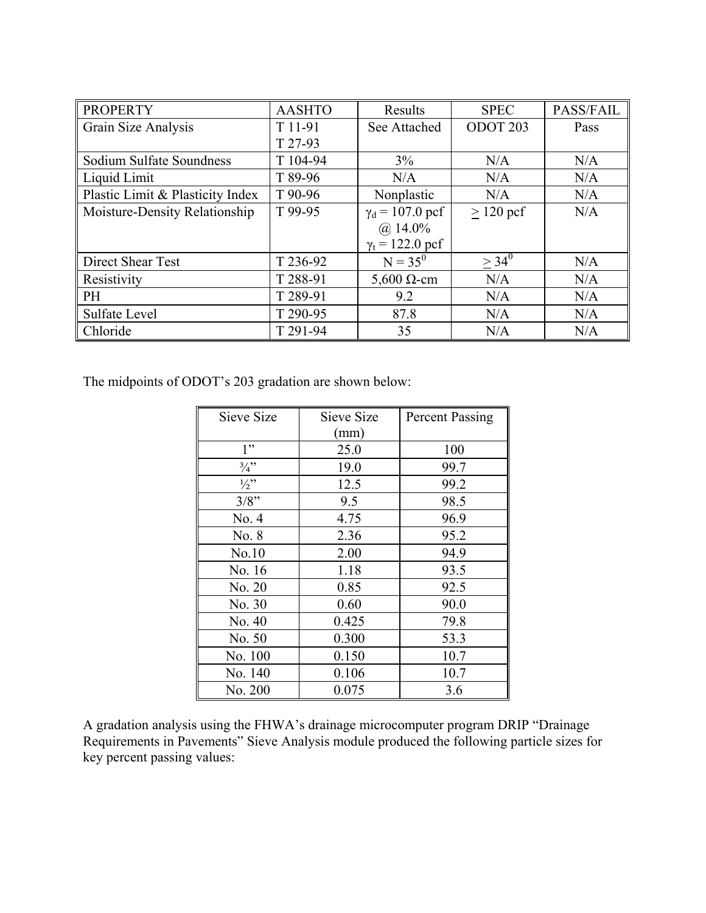| PROPERTY | AASHTO | Results | SPEC | PASS/FAIL |
|---|---|---|---|---|
| Grain Size Analysis | T 11-91<br>T 27-93 | See Attached | ODOT 203 | Pass |
| Sodium Sulfate Soundness | T 104-94 | 3% | N/A | N/A |
| Liquid Limit | T 89-96 | N/A | N/A | N/A |
| Plastic Limit & Plasticity Index | T 90-96 | Nonplastic | N/A | N/A |
| Moisture-Density Relationship | T 99-95 | $\gamma_d$ = 107.0 pcf @ 14.0% $\gamma_t$ = 122.0 pcf | $\geq$ 120 pcf | N/A |
| Direct Shear Test | T 236-92 | N = $35^0$ | $\geq 34^0$ | N/A |
| Resistivity | T 288-91 | 5,600 Ω-cm | N/A | N/A |
| PH | T 289-91 | 9.2 | N/A | N/A |
| Sulfate Level | T 290-95 | 87.8 | N/A | N/A |
| Chloride | T 291-94 | 35 | N/A | N/A |

The midpoints of ODOT's 203 gradation are shown below:

| Sieve Size | Sieve Size (mm) | Percent Passing |
|---|---|---|
| 1" | 25.0 | 100 |
| ¾" | 19.0 | 99.7 |
| ½" | 12.5 | 99.2 |
| 3/8" | 9.5 | 98.5 |
| No. 4 | 4.75 | 96.9 |
| No. 8 | 2.36 | 95.2 |
| No.10 | 2.00 | 94.9 |
| No. 16 | 1.18 | 93.5 |
| No. 20 | 0.85 | 92.5 |
| No. 30 | 0.60 | 90.0 |
| No. 40 | 0.425 | 79.8 |
| No. 50 | 0.300 | 53.3 |
| No. 100 | 0.150 | 10.7 |
| No. 140 | 0.106 | 10.7 |
| No. 200 | 0.075 | 3.6 |

A gradation analysis using the FHWA's drainage microcomputer program DRIP "Drainage Requirements in Pavements" Sieve Analysis module produced the following particle sizes for key percent passing values: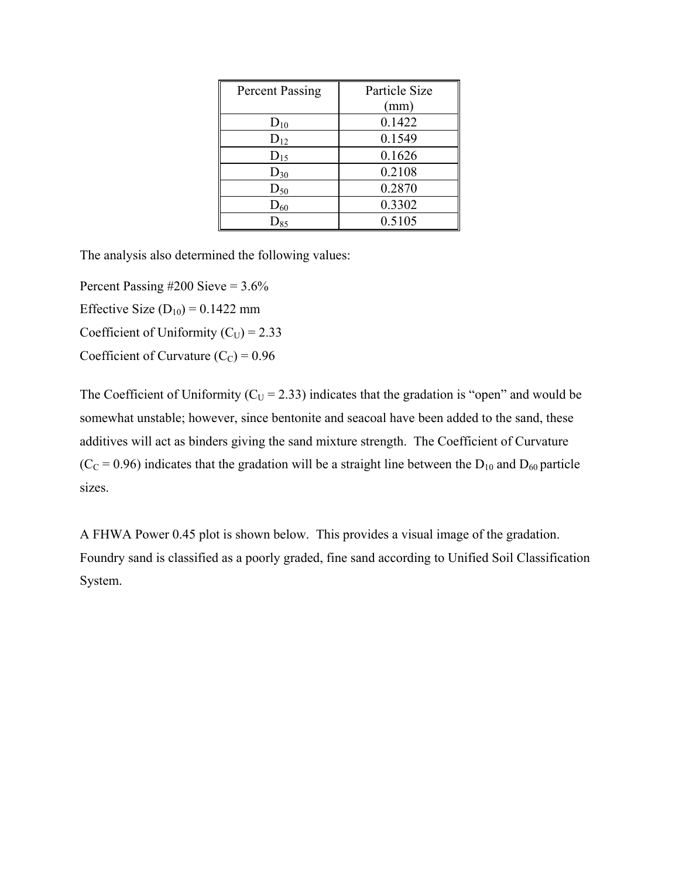| Percent Passing | Particle Size (mm) |
|---|---|
| $D_{10}$ | 0.1422 |
| $D_{12}$ | 0.1549 |
| $D_{15}$ | 0.1626 |
| $D_{30}$ | 0.2108 |
| $D_{50}$ | 0.2870 |
| $D_{60}$ | 0.3302 |
| $D_{85}$ | 0.5105 |

The analysis also determined the following values:

Percent Passing #200 Sieve = 3.6%

Effective Size ($D_{10}$) = 0.1422 mm

Coefficient of Uniformity ($C_U$) = 2.33

Coefficient of Curvature ($C_C$) = 0.96

The Coefficient of Uniformity ($C_U$ = 2.33) indicates that the gradation is "open" and would be somewhat unstable; however, since bentonite and seacoal have been added to the sand, these additives will act as binders giving the sand mixture strength. The Coefficient of Curvature ($C_C$ = 0.96) indicates that the gradation will be a straight line between the $D_{10}$ and $D_{60}$ particle sizes.

A FHWA Power 0.45 plot is shown below. This provides a visual image of the gradation. Foundry sand is classified as a poorly graded, fine sand according to Unified Soil Classification System.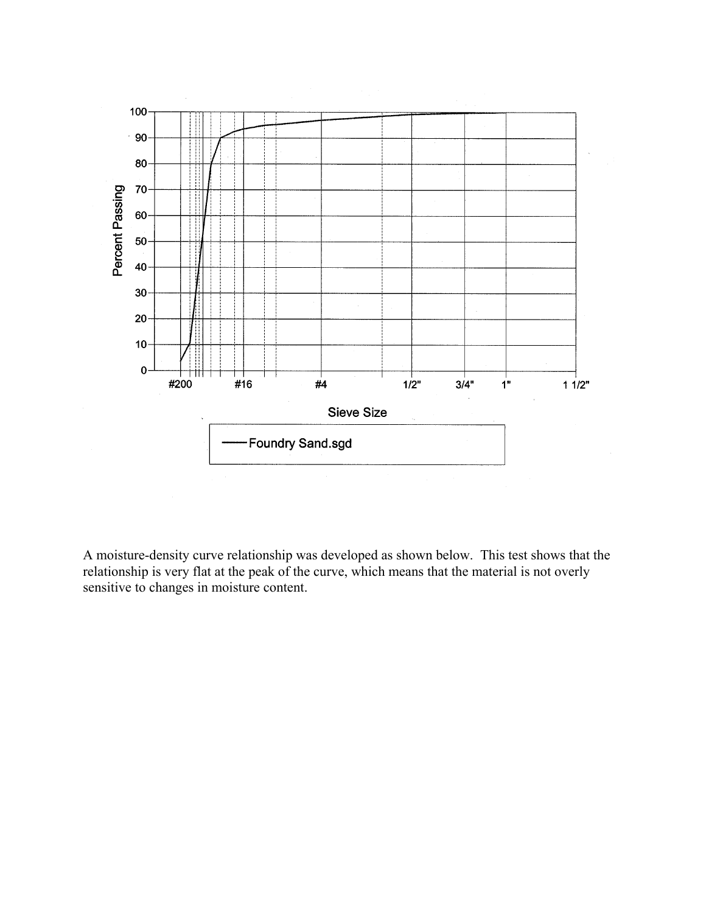A moisture-density curve relationship was developed as shown below. This test shows that the relationship is very flat at the peak of the curve, which means that the material is not overly sensitive to changes in moisture content.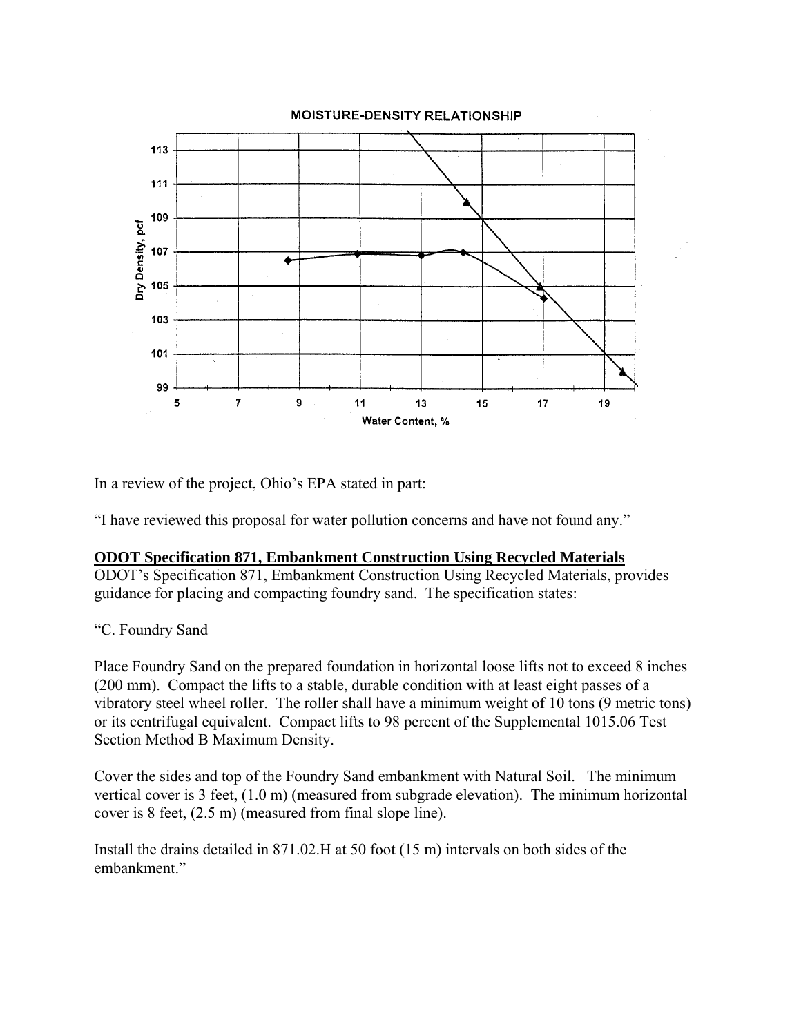MOISTURE-DENSITY RELATIONSHIP

In a review of the project, Ohio's EPA stated in part:

"I have reviewed this proposal for water pollution concerns and have not found any."

**ODOT Specification 871, Embankment Construction Using Recycled Materials**

ODOT's Specification 871, Embankment Construction Using Recycled Materials, provides guidance for placing and compacting foundry sand. The specification states:

"C. Foundry Sand

Place Foundry Sand on the prepared foundation in horizontal loose lifts not to exceed 8 inches (200 mm). Compact the lifts to a stable, durable condition with at least eight passes of a vibratory steel wheel roller. The roller shall have a minimum weight of 10 tons (9 metric tons) or its centrifugal equivalent. Compact lifts to 98 percent of the Supplemental 1015.06 Test Section Method B Maximum Density.

Cover the sides and top of the Foundry Sand embankment with Natural Soil. The minimum vertical cover is 3 feet, (1.0 m) (measured from subgrade elevation). The minimum horizontal cover is 8 feet, (2.5 m) (measured from final slope line).

Install the drains detailed in 871.02.H at 50 foot (15 m) intervals on both sides of the embankment."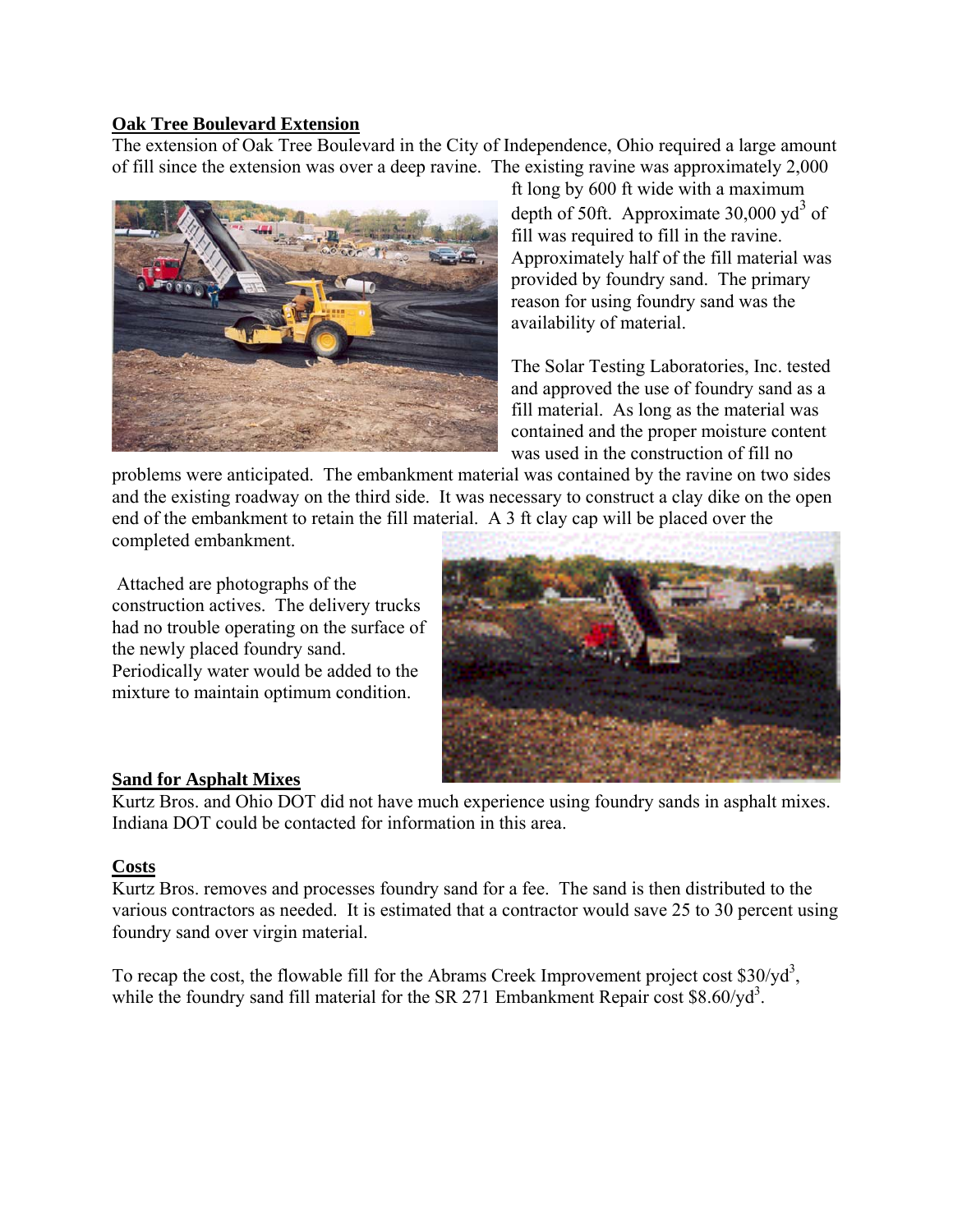**Oak Tree Boulevard Extension**

The extension of Oak Tree Boulevard in the City of Independence, Ohio required a large amount of fill since the extension was over a deep ravine. The existing ravine was approximately 2,000 ft long by 600 ft wide with a maximum depth of 50ft. Approximate 30,000 $yd^3$ of fill was required to fill in the ravine. Approximately half of the fill material was provided by foundry sand. The primary reason for using foundry sand was the availability of material.

The Solar Testing Laboratories, Inc. tested and approved the use of foundry sand as a fill material. As long as the material was contained and the proper moisture content was used in the construction of fill no problems were anticipated. The embankment material was contained by the ravine on two sides and the existing roadway on the third side. It was necessary to construct a clay dike on the open end of the embankment to retain the fill material. A 3 ft clay cap will be placed over the completed embankment.

Attached are photographs of the construction actives. The delivery trucks had no trouble operating on the surface of the newly placed foundry sand. Periodically water would be added to the mixture to maintain optimum condition.

**Sand for Asphalt Mixes**

Kurtz Bros. and Ohio DOT did not have much experience using foundry sands in asphalt mixes. Indiana DOT could be contacted for information in this area.

**Costs**

Kurtz Bros. removes and processes foundry sand for a fee. The sand is then distributed to the various contractors as needed. It is estimated that a contractor would save 25 to 30 percent using foundry sand over virgin material.

To recap the cost, the flowable fill for the Abrams Creek Improvement project cost \$30/$yd^3$, while the foundry sand fill material for the SR 271 Embankment Repair cost \$8.60/$yd^3$.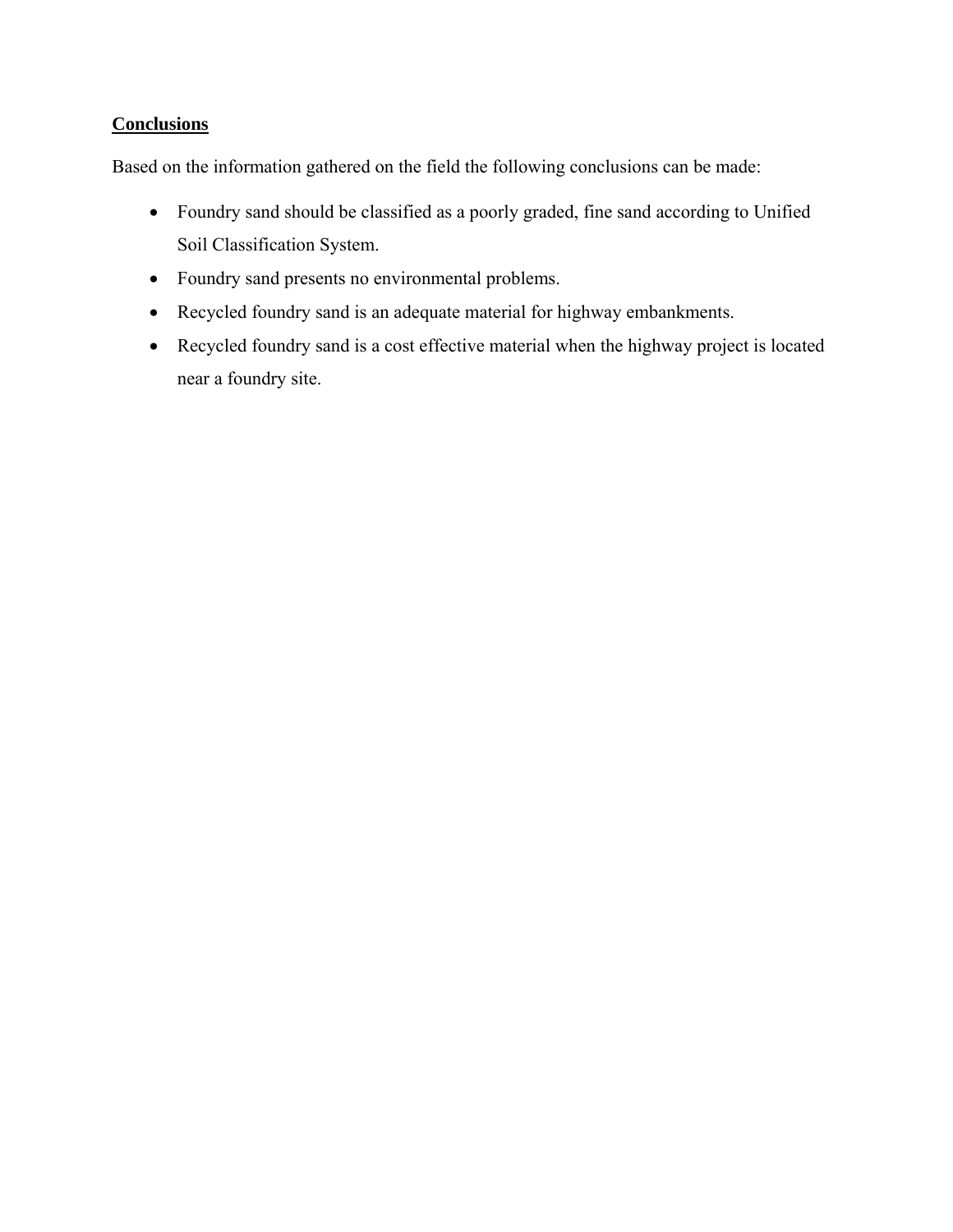## **Conclusions**

Based on the information gathered on the field the following conclusions can be made:

- Foundry sand should be classified as a poorly graded, fine sand according to Unified Soil Classification System.
- Foundry sand presents no environmental problems.
- Recycled foundry sand is an adequate material for highway embankments.
- Recycled foundry sand is a cost effective material when the highway project is located near a foundry site.